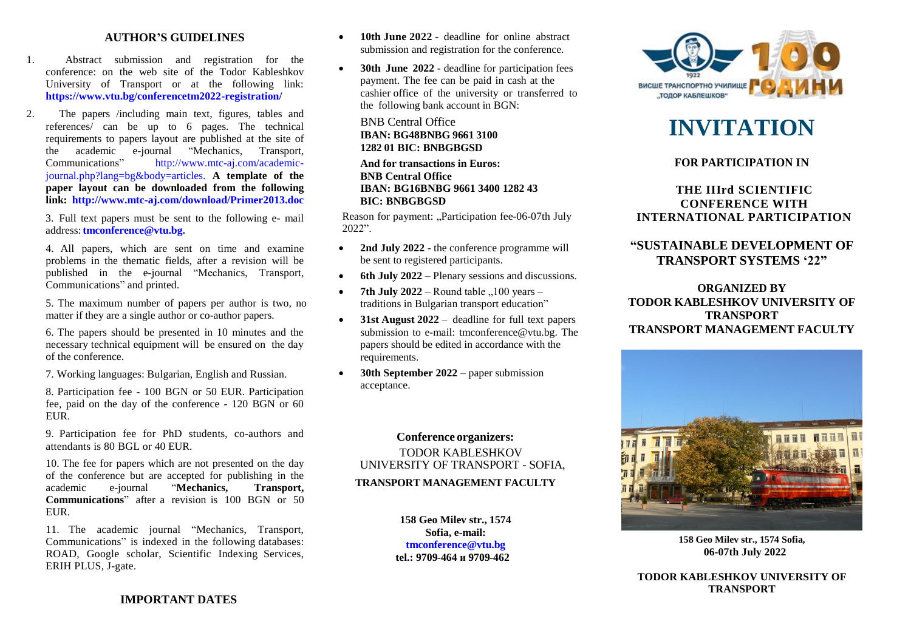## AUTHOR'S GUIDELINES

1. Abstract submission and registration for the conference: on the web site of the Todor Kableshkov University of Transport or at the following link: **https://www.vtu.bg/conferencetm2022-registration/**

2. The papers /including main text, figures, tables and references/ can be up to 6 pages. The technical requirements to papers layout are published at the site of the academic e-journal "Mechanics, Transport, Communications" http://www.mtc-aj.com/academic-journal.php?lang=bg&body=articles. **A template of the paper layout can be downloaded from the following link: http://www.mtc-aj.com/download/Primer2013.doc**

3. Full text papers must be sent to the following e- mail address: **tmconference@vtu.bg.**

4. All papers, which are sent on time and examine problems in the thematic fields, after a revision will be published in the e-journal "Mechanics, Transport, Communications" and printed.

5. The maximum number of papers per author is two, no matter if they are a single author or co-author papers.

6. The papers should be presented in 10 minutes and the necessary technical equipment will be ensured on the day of the conference.

7. Working languages: Bulgarian, English and Russian.

8. Participation fee - 100 BGN or 50 EUR. Participation fee, paid on the day of the conference - 120 BGN or 60 EUR.

9. Participation fee for PhD students, co-authors and attendants is 80 BGL or 40 EUR.

10. The fee for papers which are not presented on the day of the conference but are accepted for publishing in the academic e-journal "**Mechanics, Transport, Communications**" after a revision is 100 BGN or 50 EUR.

11. The academic journal "Mechanics, Transport, Communications" is indexed in the following databases: ROAD, Google scholar, Scientific Indexing Services, ERIH PLUS, J-gate.

## IMPORTANT DATES

- **10th June 2022** - deadline for online abstract submission and registration for the conference.
- **30th June 2022** - deadline for participation fees payment. The fee can be paid in cash at the cashier office of the university or transferred to the following bank account in BGN:

  BNB Central Office
  **IBAN: BG48BNBG 9661 3100 1282 01 BIC: BNBGBGSD**

  **And for transactions in Euros:**
  **BNB Central Office**
  **IBAN: BG16BNBG 9661 3400 1282 43**
  **BIC: BNBGBGSD**

Reason for payment: „Participation fee-06-07th July 2022".

- **2nd July 2022** - the conference programme will be sent to registered participants.
- **6th July 2022** – Plenary sessions and discussions.
- **7th July 2022** – Round table „100 years – traditions in Bulgarian transport education"
- **31st August 2022** – deadline for full text papers submission to e-mail: tmconference@vtu.bg. The papers should be edited in accordance with the requirements.
- **30th September 2022** – paper submission acceptance.

**Conference organizers:**
TODOR KABLESHKOV UNIVERSITY OF TRANSPORT - SOFIA,
**TRANSPORT MANAGEMENT FACULTY**

**158 Geo Milev str., 1574 Sofia, e-mail:**
**tmconference@vtu.bg**
**tel.: 9709-464 и 9709-462**

ВИСШЕ ТРАНСПОРТНО УЧИЛИЩЕ „ТОДОР КАБЛЕШКОВ" 1922 100 ГОДИНИ

# INVITATION

**FOR PARTICIPATION IN**

**THE IIIrd SCIENTIFIC CONFERENCE WITH INTERNATIONAL PARTICIPATION**

**"SUSTAINABLE DEVELOPMENT OF TRANSPORT SYSTEMS '22"**

**ORGANIZED BY**
**TODOR KABLESHKOV UNIVERSITY OF TRANSPORT**
**TRANSPORT MANAGEMENT FACULTY**

**158 Geo Milev str., 1574 Sofia,**
**06-07th July 2022**

**TODOR KABLESHKOV UNIVERSITY OF TRANSPORT**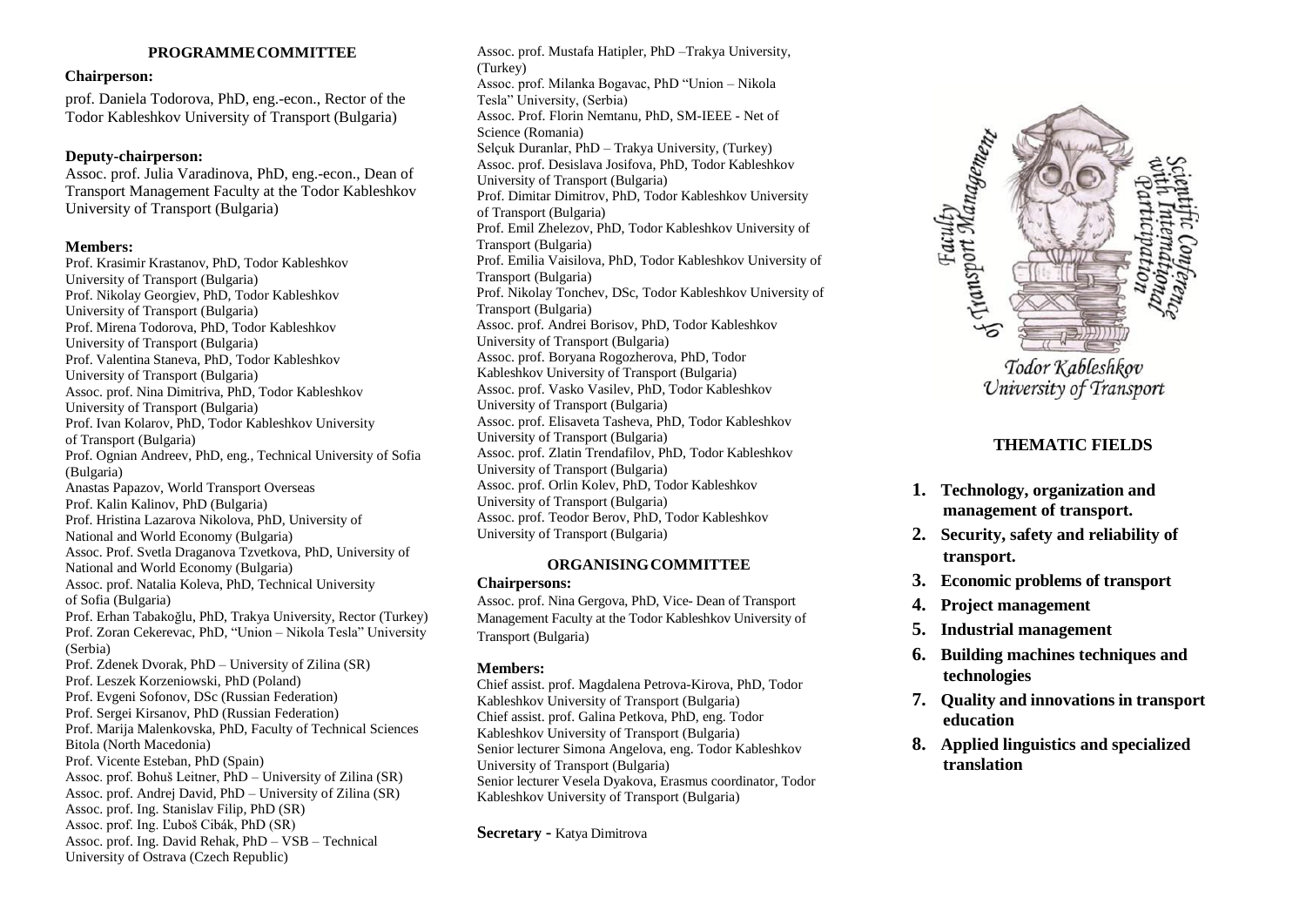## PROGRAMME COMMITTEE

**Chairperson:**

prof. Daniela Todorova, PhD, eng.-econ., Rector of the Todor Kableshkov University of Transport (Bulgaria)

**Deputy-chairperson:**

Assoc. prof. Julia Varadinova, PhD, eng.-econ., Dean of Transport Management Faculty at the Todor Kableshkov University of Transport (Bulgaria)

**Members:**

Prof. Krasimir Krastanov, PhD, Todor Kableshkov University of Transport (Bulgaria)
Prof. Nikolay Georgiev, PhD, Todor Kableshkov University of Transport (Bulgaria)
Prof. Mirena Todorova, PhD, Todor Kableshkov University of Transport (Bulgaria)
Prof. Valentina Staneva, PhD, Todor Kableshkov University of Transport (Bulgaria)
Assoc. prof. Nina Dimitriva, PhD, Todor Kableshkov University of Transport (Bulgaria)
Prof. Ivan Kolarov, PhD, Todor Kableshkov University of Transport (Bulgaria)
Prof. Ognian Andreev, PhD, eng., Technical University of Sofia (Bulgaria)
Anastas Papazov, World Transport Overseas
Prof. Kalin Kalinov, PhD (Bulgaria)
Prof. Hristina Lazarova Nikolova, PhD, University of National and World Economy (Bulgaria)
Assoc. Prof. Svetla Draganova Tzvetkova, PhD, University of National and World Economy (Bulgaria)
Assoc. prof. Natalia Koleva, PhD, Technical University of Sofia (Bulgaria)
Prof. Erhan Tabakoğlu, PhD, Trakya University, Rector (Turkey)
Prof. Zoran Cekerevac, PhD, "Union – Nikola Tesla" University (Serbia)
Prof. Zdenek Dvorak, PhD – University of Zilina (SR)
Prof. Leszek Korzeniowski, PhD (Poland)
Prof. Evgeni Sofonov, DSc (Russian Federation)
Prof. Sergei Kirsanov, PhD (Russian Federation)
Prof. Marija Malenkovska, PhD, Faculty of Technical Sciences Bitola (North Macedonia)
Prof. Vicente Esteban, PhD (Spain)
Assoc. prof. Bohuš Leitner, PhD – University of Zilina (SR)
Assoc. prof. Andrej David, PhD – University of Zilina (SR)
Assoc. prof. Ing. Stanislav Filip, PhD (SR)
Assoc. prof. Ing. Ľuboš Cibák, PhD (SR)
Assoc. prof. Ing. David Rehak, PhD – VSB – Technical University of Ostrava (Czech Republic)
Assoc. prof. Mustafa Hatipler, PhD –Trakya University, (Turkey)
Assoc. prof. Milanka Bogavac, PhD "Union – Nikola Tesla" University, (Serbia)
Assoc. Prof. Florin Nemtanu, PhD, SM-IEEE - Net of Science (Romania)
Selçuk Duranlar, PhD – Trakya University, (Turkey)
Assoc. prof. Desislava Josifova, PhD, Todor Kableshkov University of Transport (Bulgaria)
Prof. Dimitar Dimitrov, PhD, Todor Kableshkov University of Transport (Bulgaria)
Prof. Emil Zhelezov, PhD, Todor Kableshkov University of Transport (Bulgaria)
Prof. Emilia Vaisilova, PhD, Todor Kableshkov University of Transport (Bulgaria)
Prof. Nikolay Tonchev, DSc, Todor Kableshkov University of Transport (Bulgaria)
Assoc. prof. Andrei Borisov, PhD, Todor Kableshkov University of Transport (Bulgaria)
Assoc. prof. Boryana Rogozherova, PhD, Todor Kableshkov University of Transport (Bulgaria)
Assoc. prof. Vasko Vasilev, PhD, Todor Kableshkov University of Transport (Bulgaria)
Assoc. prof. Elisaveta Tasheva, PhD, Todor Kableshkov University of Transport (Bulgaria)
Assoc. prof. Zlatin Trendafilov, PhD, Todor Kableshkov University of Transport (Bulgaria)
Assoc. prof. Orlin Kolev, PhD, Todor Kableshkov University of Transport (Bulgaria)
Assoc. prof. Teodor Berov, PhD, Todor Kableshkov University of Transport (Bulgaria)

## ORGANISING COMMITTEE

**Chairpersons:**

Assoc. prof. Nina Gergova, PhD, Vice- Dean of Transport Management Faculty at the Todor Kableshkov University of Transport (Bulgaria)

**Members:**

Chief assist. prof. Magdalena Petrova-Kirova, PhD, Todor Kableshkov University of Transport (Bulgaria)
Chief assist. prof. Galina Petkova, PhD, eng. Todor Kableshkov University of Transport (Bulgaria)
Senior lecturer Simona Angelova, eng. Todor Kableshkov University of Transport (Bulgaria)
Senior lecturer Vesela Dyakova, Erasmus coordinator, Todor Kableshkov University of Transport (Bulgaria)

**Secretary -** Katya Dimitrova

Faculty of Transport Management

Scientific Conference with International Participation

Todor Kableshkov University of Transport

## THEMATIC FIELDS

1. **Technology, organization and management of transport.**
2. **Security, safety and reliability of transport.**
3. **Economic problems of transport**
4. **Project management**
5. **Industrial management**
6. **Building machines techniques and technologies**
7. **Quality and innovations in transport education**
8. **Applied linguistics and specialized translation**